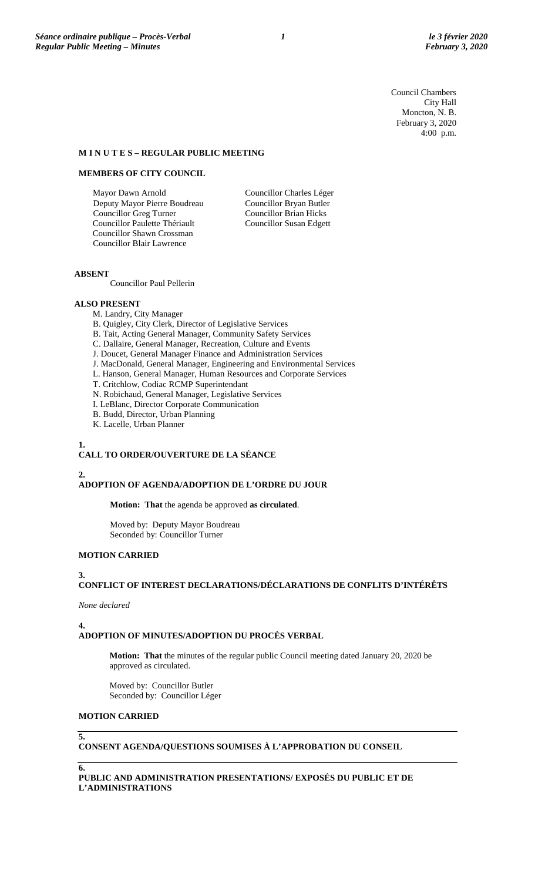Council Chambers
City Hall
Moncton, N. B.
February 3, 2020
4:00 p.m.

**M I N U T E S – REGULAR PUBLIC MEETING**

**MEMBERS OF CITY COUNCIL**

Mayor Dawn Arnold
Deputy Mayor Pierre Boudreau
Councillor Greg Turner
Councillor Paulette Thériault
Councillor Shawn Crossman
Councillor Blair Lawrence
Councillor Charles Léger
Councillor Bryan Butler
Councillor Brian Hicks
Councillor Susan Edgett

**ABSENT**

Councillor Paul Pellerin

**ALSO PRESENT**

M. Landry, City Manager
B. Quigley, City Clerk, Director of Legislative Services
B. Tait, Acting General Manager, Community Safety Services
C. Dallaire, General Manager, Recreation, Culture and Events
J. Doucet, General Manager Finance and Administration Services
J. MacDonald, General Manager, Engineering and Environmental Services
L. Hanson, General Manager, Human Resources and Corporate Services
T. Critchlow, Codiac RCMP Superintendant
N. Robichaud, General Manager, Legislative Services
I. LeBlanc, Director Corporate Communication
B. Budd, Director, Urban Planning
K. Lacelle, Urban Planner

**1.**
**CALL TO ORDER/OUVERTURE DE LA SÉANCE**

**2.**
**ADOPTION OF AGENDA/ADOPTION DE L'ORDRE DU JOUR**

**Motion: That** the agenda be approved **as circulated**.

Moved by: Deputy Mayor Boudreau
Seconded by: Councillor Turner

**MOTION CARRIED**

**3.**
**CONFLICT OF INTEREST DECLARATIONS/DÉCLARATIONS DE CONFLITS D'INTÉRÊTS**

*None declared*

**4.**
**ADOPTION OF MINUTES/ADOPTION DU PROCÈS VERBAL**

**Motion: That** the minutes of the regular public Council meeting dated January 20, 2020 be approved as circulated.

Moved by: Councillor Butler
Seconded by: Councillor Léger

**MOTION CARRIED**

**5.**
**CONSENT AGENDA/QUESTIONS SOUMISES À L'APPROBATION DU CONSEIL**

**6.**
**PUBLIC AND ADMINISTRATION PRESENTATIONS/ EXPOSÉS DU PUBLIC ET DE L'ADMINISTRATIONS**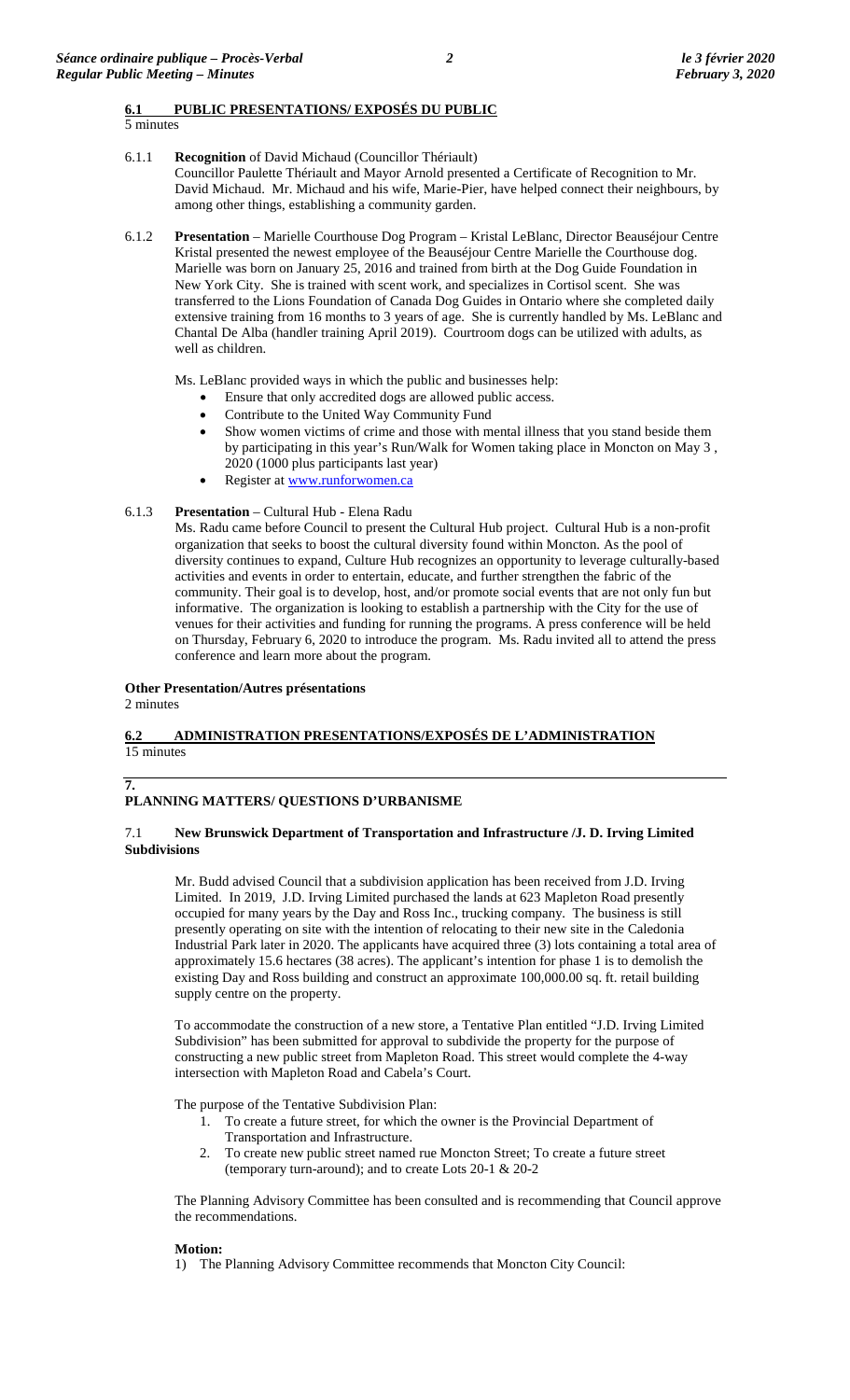## 6.1 PUBLIC PRESENTATIONS/ EXPOSÉS DU PUBLIC

5 minutes

6.1.1 **Recognition** of David Michaud (Councillor Thériault)

Councillor Paulette Thériault and Mayor Arnold presented a Certificate of Recognition to Mr. David Michaud. Mr. Michaud and his wife, Marie-Pier, have helped connect their neighbours, by among other things, establishing a community garden.

6.1.2 **Presentation** – Marielle Courthouse Dog Program – Kristal LeBlanc, Director Beauséjour Centre

Kristal presented the newest employee of the Beauséjour Centre Marielle the Courthouse dog. Marielle was born on January 25, 2016 and trained from birth at the Dog Guide Foundation in New York City. She is trained with scent work, and specializes in Cortisol scent. She was transferred to the Lions Foundation of Canada Dog Guides in Ontario where she completed daily extensive training from 16 months to 3 years of age. She is currently handled by Ms. LeBlanc and Chantal De Alba (handler training April 2019). Courtroom dogs can be utilized with adults, as well as children.

Ms. LeBlanc provided ways in which the public and businesses help:

- Ensure that only accredited dogs are allowed public access.
- Contribute to the United Way Community Fund
- Show women victims of crime and those with mental illness that you stand beside them by participating in this year's Run/Walk for Women taking place in Moncton on May 3 , 2020 (1000 plus participants last year)
- Register at www.runforwomen.ca

6.1.3 **Presentation** – Cultural Hub - Elena Radu

Ms. Radu came before Council to present the Cultural Hub project. Cultural Hub is a non-profit organization that seeks to boost the cultural diversity found within Moncton. As the pool of diversity continues to expand, Culture Hub recognizes an opportunity to leverage culturally-based activities and events in order to entertain, educate, and further strengthen the fabric of the community. Their goal is to develop, host, and/or promote social events that are not only fun but informative. The organization is looking to establish a partnership with the City for the use of venues for their activities and funding for running the programs. A press conference will be held on Thursday, February 6, 2020 to introduce the program. Ms. Radu invited all to attend the press conference and learn more about the program.

**Other Presentation/Autres présentations**

2 minutes

## 6.2 ADMINISTRATION PRESENTATIONS/EXPOSÉS DE L'ADMINISTRATION

15 minutes

## 7. PLANNING MATTERS/ QUESTIONS D'URBANISME

### 7.1 New Brunswick Department of Transportation and Infrastructure /J. D. Irving Limited Subdivisions

Mr. Budd advised Council that a subdivision application has been received from J.D. Irving Limited. In 2019, J.D. Irving Limited purchased the lands at 623 Mapleton Road presently occupied for many years by the Day and Ross Inc., trucking company. The business is still presently operating on site with the intention of relocating to their new site in the Caledonia Industrial Park later in 2020. The applicants have acquired three (3) lots containing a total area of approximately 15.6 hectares (38 acres). The applicant's intention for phase 1 is to demolish the existing Day and Ross building and construct an approximate 100,000.00 sq. ft. retail building supply centre on the property.

To accommodate the construction of a new store, a Tentative Plan entitled "J.D. Irving Limited Subdivision" has been submitted for approval to subdivide the property for the purpose of constructing a new public street from Mapleton Road. This street would complete the 4-way intersection with Mapleton Road and Cabela's Court.

The purpose of the Tentative Subdivision Plan:

1. To create a future street, for which the owner is the Provincial Department of Transportation and Infrastructure.
2. To create new public street named rue Moncton Street; To create a future street (temporary turn-around); and to create Lots 20-1 & 20-2

The Planning Advisory Committee has been consulted and is recommending that Council approve the recommendations.

**Motion:**

1) The Planning Advisory Committee recommends that Moncton City Council: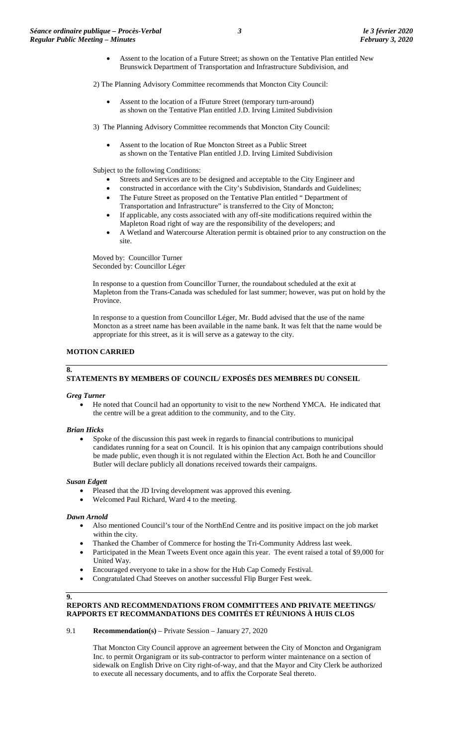- Assent to the location of a Future Street; as shown on the Tentative Plan entitled New Brunswick Department of Transportation and Infrastructure Subdivision, and

2) The Planning Advisory Committee recommends that Moncton City Council:

- Assent to the location of a fFuture Street (temporary turn-around) as shown on the Tentative Plan entitled J.D. Irving Limited Subdivision

3) The Planning Advisory Committee recommends that Moncton City Council:

- Assent to the location of Rue Moncton Street as a Public Street as shown on the Tentative Plan entitled J.D. Irving Limited Subdivision

Subject to the following Conditions:

- Streets and Services are to be designed and acceptable to the City Engineer and
- constructed in accordance with the City's Subdivision, Standards and Guidelines;
- The Future Street as proposed on the Tentative Plan entitled " Department of Transportation and Infrastructure" is transferred to the City of Moncton;
- If applicable, any costs associated with any off-site modifications required within the Mapleton Road right of way are the responsibility of the developers; and
- A Wetland and Watercourse Alteration permit is obtained prior to any construction on the site.

Moved by: Councillor Turner
Seconded by: Councillor Léger

In response to a question from Councillor Turner, the roundabout scheduled at the exit at Mapleton from the Trans-Canada was scheduled for last summer; however, was put on hold by the Province.

In response to a question from Councillor Léger, Mr. Budd advised that the use of the name Moncton as a street name has been available in the name bank. It was felt that the name would be appropriate for this street, as it is will serve as a gateway to the city.

**MOTION CARRIED**

## 8. STATEMENTS BY MEMBERS OF COUNCIL/ EXPOSÉS DES MEMBRES DU CONSEIL

***Greg Turner***

- He noted that Council had an opportunity to visit to the new Northend YMCA. He indicated that the centre will be a great addition to the community, and to the City.

***Brian Hicks***

- Spoke of the discussion this past week in regards to financial contributions to municipal candidates running for a seat on Council. It is his opinion that any campaign contributions should be made public, even though it is not regulated within the Election Act. Both he and Councillor Butler will declare publicly all donations received towards their campaigns.

***Susan Edgett***

- Pleased that the JD Irving development was approved this evening.
- Welcomed Paul Richard, Ward 4 to the meeting.

***Dawn Arnold***

- Also mentioned Council's tour of the NorthEnd Centre and its positive impact on the job market within the city.
- Thanked the Chamber of Commerce for hosting the Tri-Community Address last week.
- Participated in the Mean Tweets Event once again this year. The event raised a total of $9,000 for United Way.
- Encouraged everyone to take in a show for the Hub Cap Comedy Festival.
- Congratulated Chad Steeves on another successful Flip Burger Fest week.

## 9. REPORTS AND RECOMMENDATIONS FROM COMMITTEES AND PRIVATE MEETINGS/ RAPPORTS ET RECOMMANDATIONS DES COMITÉS ET RÉUNIONS À HUIS CLOS

9.1 **Recommendation(s)** – Private Session – January 27, 2020

That Moncton City Council approve an agreement between the City of Moncton and Organigram Inc. to permit Organigram or its sub-contractor to perform winter maintenance on a section of sidewalk on English Drive on City right-of-way, and that the Mayor and City Clerk be authorized to execute all necessary documents, and to affix the Corporate Seal thereto.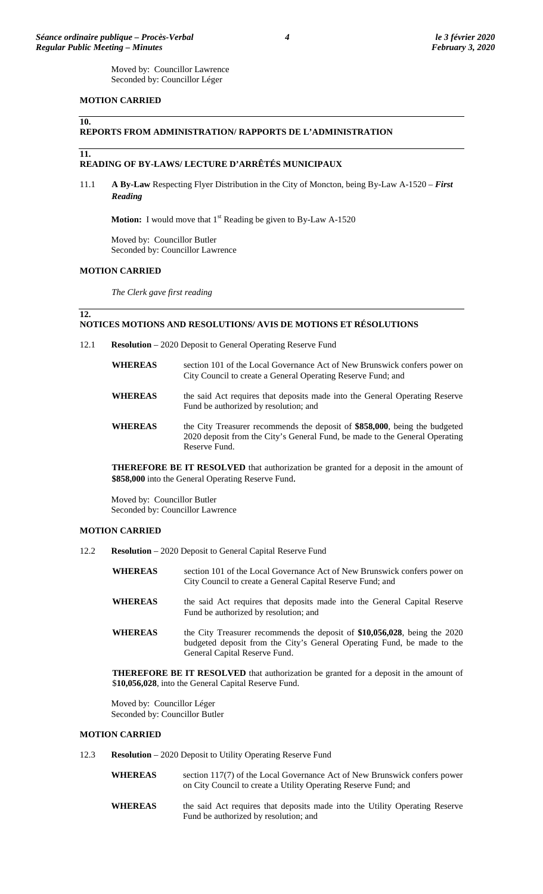Moved by: Councillor Lawrence
Seconded by: Councillor Léger

**MOTION CARRIED**

## 10. REPORTS FROM ADMINISTRATION/ RAPPORTS DE L'ADMINISTRATION

## 11. READING OF BY-LAWS/ LECTURE D'ARRÊTÉS MUNICIPAUX

11.1 **A By-Law** Respecting Flyer Distribution in the City of Moncton, being By-Law A-1520 – ***First Reading***

**Motion:** I would move that 1st Reading be given to By-Law A-1520

Moved by: Councillor Butler
Seconded by: Councillor Lawrence

**MOTION CARRIED**

*The Clerk gave first reading*

## 12. NOTICES MOTIONS AND RESOLUTIONS/ AVIS DE MOTIONS ET RÉSOLUTIONS

12.1 **Resolution** – 2020 Deposit to General Operating Reserve Fund

**WHEREAS** section 101 of the Local Governance Act of New Brunswick confers power on City Council to create a General Operating Reserve Fund; and

**WHEREAS** the said Act requires that deposits made into the General Operating Reserve Fund be authorized by resolution; and

**WHEREAS** the City Treasurer recommends the deposit of **$858,000**, being the budgeted 2020 deposit from the City's General Fund, be made to the General Operating Reserve Fund.

**THEREFORE BE IT RESOLVED** that authorization be granted for a deposit in the amount of **$858,000** into the General Operating Reserve Fund.

Moved by: Councillor Butler
Seconded by: Councillor Lawrence

**MOTION CARRIED**

12.2 **Resolution** – 2020 Deposit to General Capital Reserve Fund

**WHEREAS** section 101 of the Local Governance Act of New Brunswick confers power on City Council to create a General Capital Reserve Fund; and

**WHEREAS** the said Act requires that deposits made into the General Capital Reserve Fund be authorized by resolution; and

**WHEREAS** the City Treasurer recommends the deposit of **$10,056,028**, being the 2020 budgeted deposit from the City's General Operating Fund, be made to the General Capital Reserve Fund.

**THEREFORE BE IT RESOLVED** that authorization be granted for a deposit in the amount of $**10,056,028**, into the General Capital Reserve Fund.

Moved by: Councillor Léger
Seconded by: Councillor Butler

**MOTION CARRIED**

12.3 **Resolution** – 2020 Deposit to Utility Operating Reserve Fund

**WHEREAS** section 117(7) of the Local Governance Act of New Brunswick confers power on City Council to create a Utility Operating Reserve Fund; and

**WHEREAS** the said Act requires that deposits made into the Utility Operating Reserve Fund be authorized by resolution; and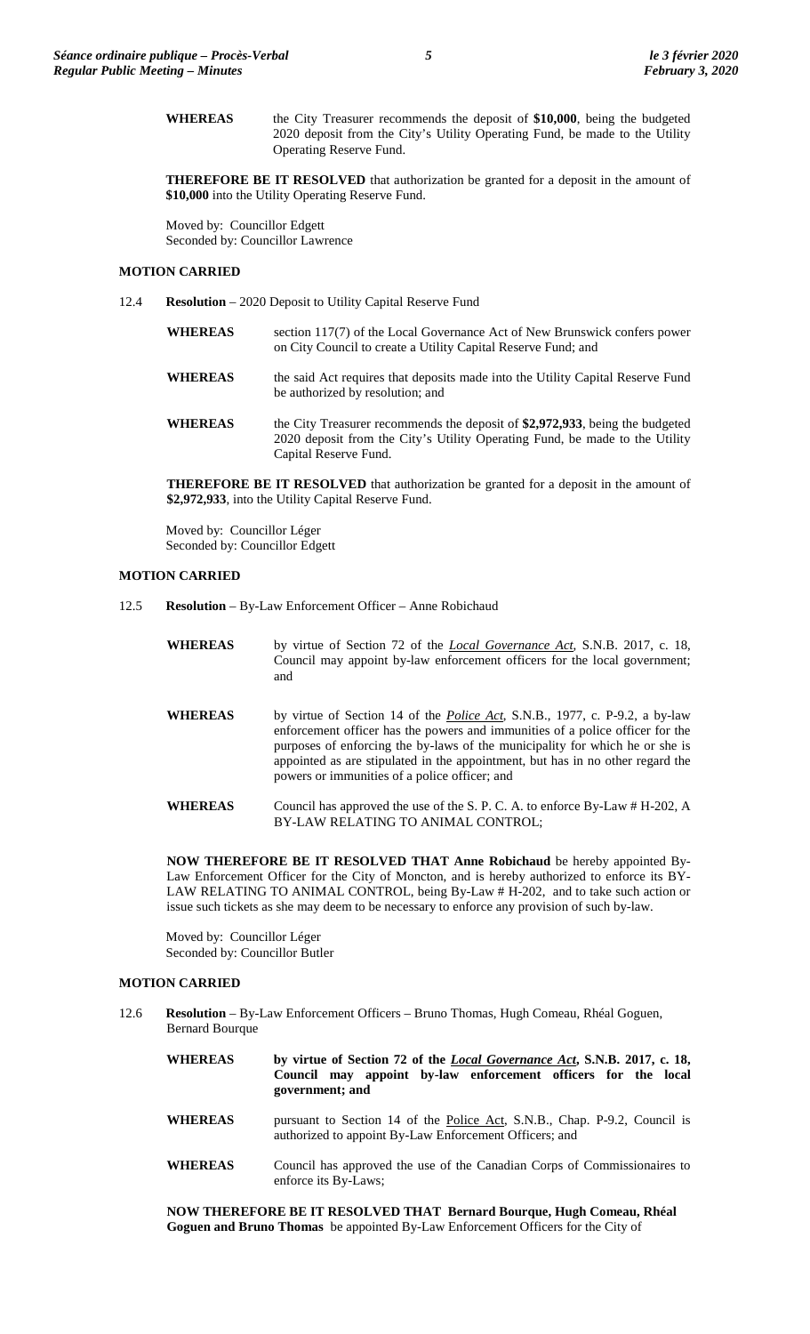**WHEREAS** the City Treasurer recommends the deposit of **$10,000**, being the budgeted 2020 deposit from the City's Utility Operating Fund, be made to the Utility Operating Reserve Fund.

**THEREFORE BE IT RESOLVED** that authorization be granted for a deposit in the amount of **$10,000** into the Utility Operating Reserve Fund.

Moved by: Councillor Edgett
Seconded by: Councillor Lawrence

**MOTION CARRIED**

12.4 **Resolution** – 2020 Deposit to Utility Capital Reserve Fund

**WHEREAS** section 117(7) of the Local Governance Act of New Brunswick confers power on City Council to create a Utility Capital Reserve Fund; and

**WHEREAS** the said Act requires that deposits made into the Utility Capital Reserve Fund be authorized by resolution; and

**WHEREAS** the City Treasurer recommends the deposit of **$2,972,933**, being the budgeted 2020 deposit from the City's Utility Operating Fund, be made to the Utility Capital Reserve Fund.

**THEREFORE BE IT RESOLVED** that authorization be granted for a deposit in the amount of **$2,972,933**, into the Utility Capital Reserve Fund.

Moved by: Councillor Léger
Seconded by: Councillor Edgett

**MOTION CARRIED**

12.5 **Resolution** – By-Law Enforcement Officer – Anne Robichaud

**WHEREAS** by virtue of Section 72 of the ***Local Governance Act***, S.N.B. 2017, c. 18, Council may appoint by-law enforcement officers for the local government; and

**WHEREAS** by virtue of Section 14 of the ***Police Act***, S.N.B., 1977, c. P-9.2, a by-law enforcement officer has the powers and immunities of a police officer for the purposes of enforcing the by-laws of the municipality for which he or she is appointed as are stipulated in the appointment, but has in no other regard the powers or immunities of a police officer; and

**WHEREAS** Council has approved the use of the S. P. C. A. to enforce By-Law # H-202, A BY-LAW RELATING TO ANIMAL CONTROL;

**NOW THEREFORE BE IT RESOLVED THAT Anne Robichaud** be hereby appointed By-Law Enforcement Officer for the City of Moncton, and is hereby authorized to enforce its BY-LAW RELATING TO ANIMAL CONTROL, being By-law # H-202, and to take such action or issue such tickets as she may deem to be necessary to enforce any provision of such by-law.

Moved by: Councillor Léger
Seconded by: Councillor Butler

**MOTION CARRIED**

12.6 **Resolution** – By-Law Enforcement Officers – Bruno Thomas, Hugh Comeau, Rhéal Goguen, Bernard Bourque

**WHEREAS** **by virtue of Section 72 of the *Local Governance Act*, S.N.B. 2017, c. 18, Council may appoint by-law enforcement officers for the local government; and**

**WHEREAS** pursuant to Section 14 of the Police Act, S.N.B., Chap. P-9.2, Council is authorized to appoint By-Law Enforcement Officers; and

**WHEREAS** Council has approved the use of the Canadian Corps of Commissionaires to enforce its By-Laws;

**NOW THEREFORE BE IT RESOLVED THAT Bernard Bourque, Hugh Comeau, Rhéal Goguen and Bruno Thomas** be appointed By-Law Enforcement Officers for the City of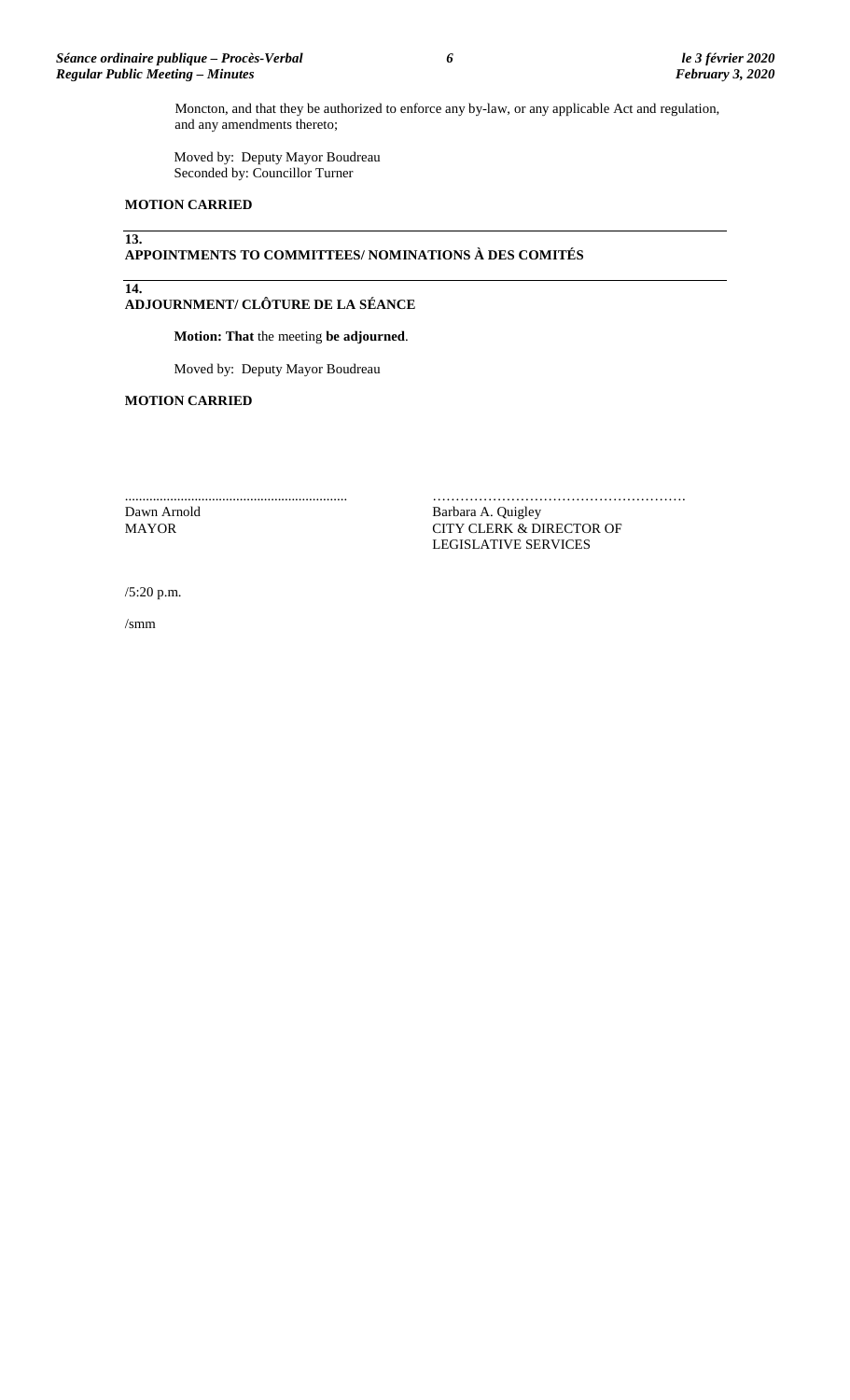Moncton, and that they be authorized to enforce any by-law, or any applicable Act and regulation, and any amendments thereto;

Moved by: Deputy Mayor Boudreau
Seconded by: Councillor Turner

**MOTION CARRIED**

## 13. APPOINTMENTS TO COMMITTEES/ NOMINATIONS À DES COMITÉS

## 14. ADJOURNMENT/ CLÔTURE DE LA SÉANCE

**Motion: That** the meeting **be adjourned**.

Moved by: Deputy Mayor Boudreau

**MOTION CARRIED**

| | |
|---|---|
| ............................................................... | ………………………………………………. |
| Dawn Arnold | Barbara A. Quigley |
| MAYOR | CITY CLERK & DIRECTOR OF LEGISLATIVE SERVICES |

/5:20 p.m.

/smm